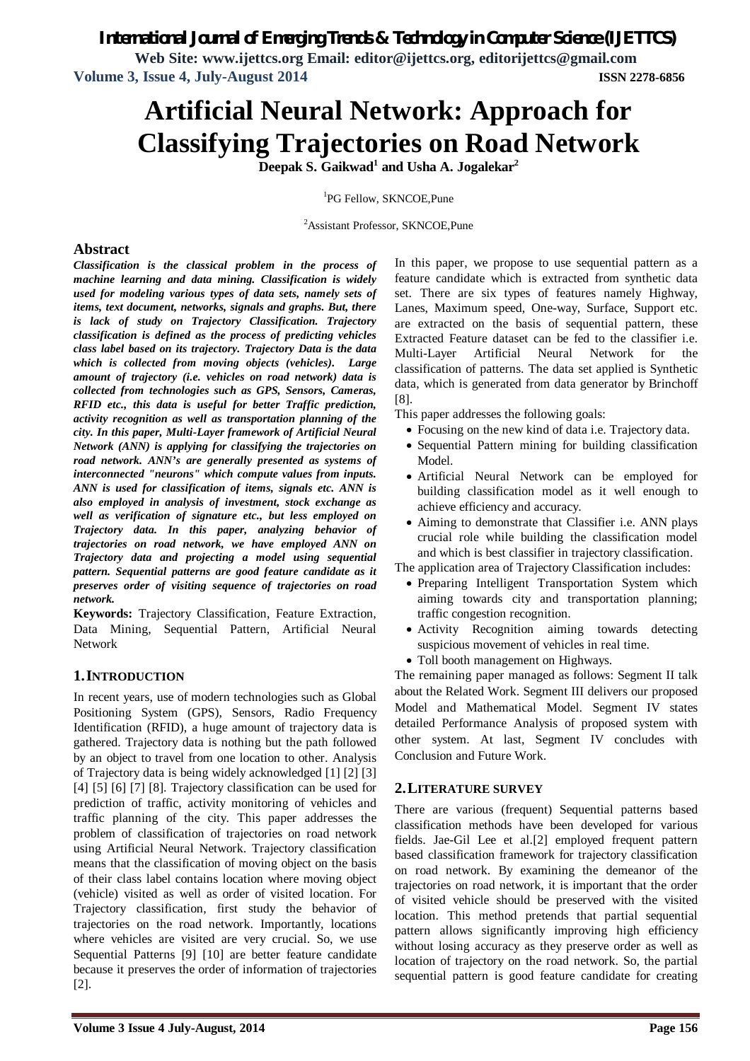# Artificial Neural Network: Approach for Classifying Trajectories on Road Network

**Deepak S. Gaikwad[1] and Usha A. Jogalekar[2]**

[1]PG Fellow, SKNCOE,Pune

[2]Assistant Professor, SKNCOE,Pune

## Abstract

***Classification is the classical problem in the process of machine learning and data mining. Classification is widely used for modeling various types of data sets, namely sets of items, text document, networks, signals and graphs. But, there is lack of study on Trajectory Classification. Trajectory classification is defined as the process of predicting vehicles class label based on its trajectory. Trajectory Data is the data which is collected from moving objects (vehicles). Large amount of trajectory (i.e. vehicles on road network) data is collected from technologies such as GPS, Sensors, Cameras, RFID etc., this data is useful for better Traffic prediction, activity recognition as well as transportation planning of the city. In this paper, Multi-Layer framework of Artificial Neural Network (ANN) is applying for classifying the trajectories on road network. ANN's are generally presented as systems of interconnected "neurons" which compute values from inputs. ANN is used for classification of items, signals etc. ANN is also employed in analysis of investment, stock exchange as well as verification of signature etc., but less employed on Trajectory data. In this paper, analyzing behavior of trajectories on road network, we have employed ANN on Trajectory data and projecting a model using sequential pattern. Sequential patterns are good feature candidate as it preserves order of visiting sequence of trajectories on road network.***

**Keywords:** Trajectory Classification, Feature Extraction, Data Mining, Sequential Pattern, Artificial Neural Network

## 1. INTRODUCTION

In recent years, use of modern technologies such as Global Positioning System (GPS), Sensors, Radio Frequency Identification (RFID), a huge amount of trajectory data is gathered. Trajectory data is nothing but the path followed by an object to travel from one location to other. Analysis of Trajectory data is being widely acknowledged [1] [2] [3] [4] [5] [6] [7] [8]. Trajectory classification can be used for prediction of traffic, activity monitoring of vehicles and traffic planning of the city. This paper addresses the problem of classification of trajectories on road network using Artificial Neural Network. Trajectory classification means that the classification of moving object on the basis of their class label contains location where moving object (vehicle) visited as well as order of visited location. For Trajectory classification, first study the behavior of trajectories on the road network. Importantly, locations where vehicles are visited are very crucial. So, we use Sequential Patterns [9] [10] are better feature candidate because it preserves the order of information of trajectories [2].

In this paper, we propose to use sequential pattern as a feature candidate which is extracted from synthetic data set. There are six types of features namely Highway, Lanes, Maximum speed, One-way, Surface, Support etc. are extracted on the basis of sequential pattern, these Extracted Feature dataset can be fed to the classifier i.e. Multi-Layer Artificial Neural Network for the classification of patterns. The data set applied is Synthetic data, which is generated from data generator by Brinchoff [8].

This paper addresses the following goals:

- Focusing on the new kind of data i.e. Trajectory data.
- Sequential Pattern mining for building classification Model.
- Artificial Neural Network can be employed for building classification model as it well enough to achieve efficiency and accuracy.
- Aiming to demonstrate that Classifier i.e. ANN plays crucial role while building the classification model and which is best classifier in trajectory classification.

The application area of Trajectory Classification includes:

- Preparing Intelligent Transportation System which aiming towards city and transportation planning; traffic congestion recognition.
- Activity Recognition aiming towards detecting suspicious movement of vehicles in real time.
- Toll booth management on Highways.

The remaining paper managed as follows: Segment II talk about the Related Work. Segment III delivers our proposed Model and Mathematical Model. Segment IV states detailed Performance Analysis of proposed system with other system. At last, Segment IV concludes with Conclusion and Future Work.

## 2. LITERATURE SURVEY

There are various (frequent) Sequential patterns based classification methods have been developed for various fields. Jae-Gil Lee et al.[2] employed frequent pattern based classification framework for trajectory classification on road network. By examining the demeanor of the trajectories on road network, it is important that the order of visited vehicle should be preserved with the visited location. This method pretends that partial sequential pattern allows significantly improving high efficiency without losing accuracy as they preserve order as well as location of trajectory on the road network. So, the partial sequential pattern is good feature candidate for creating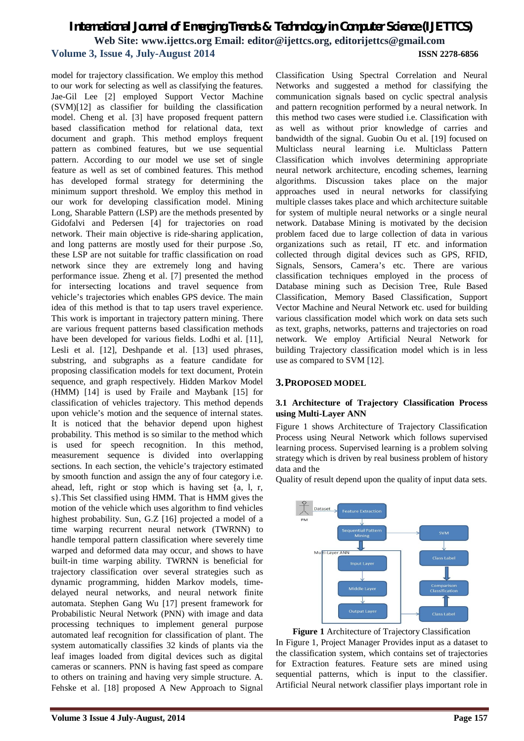model for trajectory classification. We employ this method to our work for selecting as well as classifying the features. Jae-Gil Lee [2] employed Support Vector Machine (SVM)[12] as classifier for building the classification model. Cheng et al. [3] have proposed frequent pattern based classification method for relational data, text document and graph. This method employs frequent pattern as combined features, but we use sequential pattern. According to our model we use set of single feature as well as set of combined features. This method has developed formal strategy for determining the minimum support threshold. We employ this method in our work for developing classification model. Mining Long, Sharable Pattern (LSP) are the methods presented by Gidofalvi and Pedersen [4] for trajectories on road network. Their main objective is ride-sharing application, and long patterns are mostly used for their purpose .So, these LSP are not suitable for traffic classification on road network since they are extremely long and having performance issue. Zheng et al. [7] presented the method for intersecting locations and travel sequence from vehicle's trajectories which enables GPS device. The main idea of this method is that to tap users travel experience. This work is important in trajectory pattern mining. There are various frequent patterns based classification methods have been developed for various fields. Lodhi et al. [11], Lesli et al. [12], Deshpande et al. [13] used phrases, substring, and subgraphs as a feature candidate for proposing classification models for text document, Protein sequence, and graph respectively. Hidden Markov Model (HMM) [14] is used by Fraile and Maybank [15] for classification of vehicles trajectory. This method depends upon vehicle's motion and the sequence of internal states. It is noticed that the behavior depend upon highest probability. This method is so similar to the method which is used for speech recognition. In this method, measurement sequence is divided into overlapping sections. In each section, the vehicle's trajectory estimated by smooth function and assign the any of four category i.e. ahead, left, right or stop which is having set {a, l, r, s}.This Set classified using HMM. That is HMM gives the motion of the vehicle which uses algorithm to find vehicles highest probability. Sun, G.Z [16] projected a model of a time warping recurrent neural network (TWRNN) to handle temporal pattern classification where severely time warped and deformed data may occur, and shows to have built-in time warping ability. TWRNN is beneficial for trajectory classification over several strategies such as dynamic programming, hidden Markov models, time-delayed neural networks, and neural network finite automata. Stephen Gang Wu [17] present framework for Probabilistic Neural Network (PNN) with image and data processing techniques to implement general purpose automated leaf recognition for classification of plant. The system automatically classifies 32 kinds of plants via the leaf images loaded from digital devices such as digital cameras or scanners. PNN is having fast speed as compare to others on training and having very simple structure. A. Fehske et al. [18] proposed A New Approach to Signal Classification Using Spectral Correlation and Neural Networks and suggested a method for classifying the communication signals based on cyclic spectral analysis and pattern recognition performed by a neural network. In this method two cases were studied i.e. Classification with as well as without prior knowledge of carries and bandwidth of the signal. Guobin Ou et al. [19] focused on Multiclass neural learning i.e. Multiclass Pattern Classification which involves determining appropriate neural network architecture, encoding schemes, learning algorithms. Discussion takes place on the major approaches used in neural networks for classifying multiple classes takes place and which architecture suitable for system of multiple neural networks or a single neural network. Database Mining is motivated by the decision problem faced due to large collection of data in various organizations such as retail, IT etc. and information collected through digital devices such as GPS, RFID, Signals, Sensors, Camera's etc. There are various classification techniques employed in the process of Database mining such as Decision Tree, Rule Based Classification, Memory Based Classification, Support Vector Machine and Neural Network etc. used for building various classification model which work on data sets such as text, graphs, networks, patterns and trajectories on road network. We employ Artificial Neural Network for building Trajectory classification model which is in less use as compared to SVM [12].

## 3. PROPOSED MODEL

### 3.1 Architecture of Trajectory Classification Process using Multi-Layer ANN

Figure 1 shows Architecture of Trajectory Classification Process using Neural Network which follows supervised learning process. Supervised learning is a problem solving strategy which is driven by real business problem of history data and the

Quality of result depend upon the quality of input data sets.

PM
Dataset
Feature Extraction
Sequential Pattern Mining
SVM
Multi-Layer ANN
Input Layer
Class Label
Middle Layer
Comparison Classification
Output Layer
Class Label

**Figure 1** Architecture of Trajectory Classification

In Figure 1, Project Manager Provides input as a dataset to the classification system, which contains set of trajectories for Extraction features. Feature sets are mined using sequential patterns, which is input to the classifier. Artificial Neural network classifier plays important role in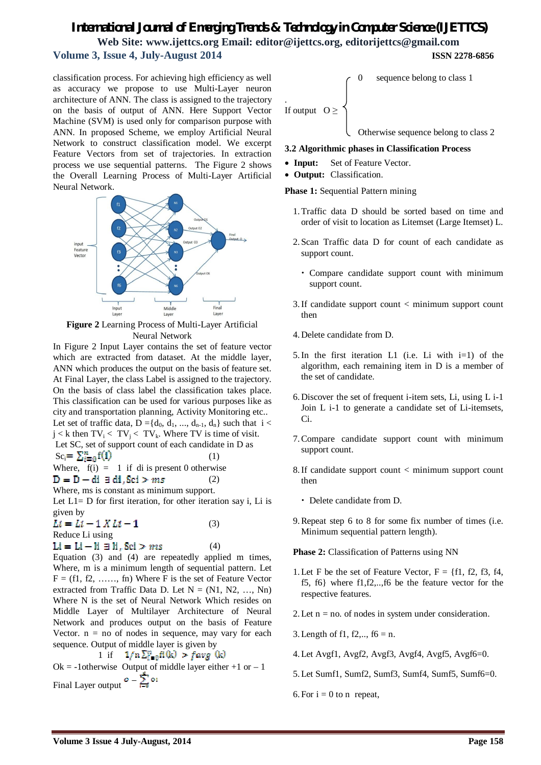classification process. For achieving high efficiency as well as accuracy we propose to use Multi-Layer neuron architecture of ANN. The class is assigned to the trajectory on the basis of output of ANN. Here Support Vector Machine (SVM) is used only for comparison purpose with ANN. In proposed Scheme, we employ Artificial Neural Network to construct classification model. We excerpt Feature Vectors from set of trajectories. In extraction process we use sequential patterns. The Figure 2 shows the Overall Learning Process of Multi-Layer Artificial Neural Network.

input Feature Vector
f1
f2
f3
f6
N1
N2
N3
N6
Output O1
Output O2
Output O3
Output O6
Final Output O
Input Layer
Middle Layer
Final Layer

**Figure 2** Learning Process of Multi-Layer Artificial Neural Network

In Figure 2 Input Layer contains the set of feature vector which are extracted from dataset. At the middle layer, ANN which produces the output on the basis of feature set. At Final Layer, the class Label is assigned to the trajectory. On the basis of class label the classification takes place. This classification can be used for various purposes like as city and transportation planning, Activity Monitoring etc..

Let set of traffic data, $D = \{d_0, d_1, ..., d_{n-1}, d_n\}$ such that $i < j < k$ then $TV_i < TV_j < TV_k$. Where TV is time of visit.

Let SC, set of support count of each candidate in D as

$$Sc_i = \sum_{i=0}^{n} f(i) \quad (1)$$

Where, $f(i) = 1$ if di is present 0 otherwise

$$D = D - di \;\exists\; di, Sci > ms \quad (2)$$

Where, ms is constant as minimum support.

Let L1= D for first iteration, for other iteration say i, Li is given by

$$Li = Li - 1 \; X \; Li - 1 \quad (3)$$

Reduce Li using

$$Li = Li - li \;\exists\; li, Sci > ms \quad (4)$$

Equation (3) and (4) are repeatedly applied m times, Where, m is a minimum length of sequential pattern. Let $F = (f1, f2, ……, fn)$ Where F is the set of Feature Vector extracted from Traffic Data D. Let $N = (N1, N2, …, Nn)$ Where N is the set of Neural Network Which resides on Middle Layer of Multilayer Architecture of Neural Network and produces output on the basis of Feature Vector. n = no of nodes in sequence, may vary for each sequence. Output of middle layer is given by

$$O_k = \begin{cases} 1 & \text{if } \; 1/n \sum_{i=0}^{n} fi(k) > favg\,(k) \\ -1 & \text{otherwise} \end{cases}$$

Output of middle layer either +1 or – 1

Final Layer output $o = \sum_{i=0}^{k} oi$

$$\text{If output } O \geq \begin{cases} 0 & \text{sequence belong to class 1} \\ & \text{Otherwise sequence belong to class 2} \end{cases}$$

### 3.2 Algorithmic phases in Classification Process

- **Input:** Set of Feature Vector.
- **Output:** Classification.

**Phase 1:** Sequential Pattern mining

1. Traffic data D should be sorted based on time and order of visit to location as Litemset (Large Itemset) L.
2. Scan Traffic data D for count of each candidate as support count.
   - Compare candidate support count with minimum support count.
3. If candidate support count < minimum support count then
4. Delete candidate from D.
5. In the first iteration L1 (i.e. Li with i=1) of the algorithm, each remaining item in D is a member of the set of candidate.
6. Discover the set of frequent i-item sets, Li, using L i-1 Join L i-1 to generate a candidate set of Li-itemsets, Ci.
7. Compare candidate support count with minimum support count.
8. If candidate support count < minimum support count then
   - Delete candidate from D.
9. Repeat step 6 to 8 for some fix number of times (i.e. Minimum sequential pattern length).

**Phase 2:** Classification of Patterns using NN

1. Let F be the set of Feature Vector, F = {f1, f2, f3, f4, f5, f6} where f1,f2,..,f6 be the feature vector for the respective features.
2. Let n = no. of nodes in system under consideration.
3. Length of f1, f2,.., f6 = n.
4. Let Avgf1, Avgf2, Avgf3, Avgf4, Avgf5, Avgf6=0.
5. Let Sumf1, Sumf2, Sumf3, Sumf4, Sumf5, Sumf6=0.
6. For i = 0 to n repeat,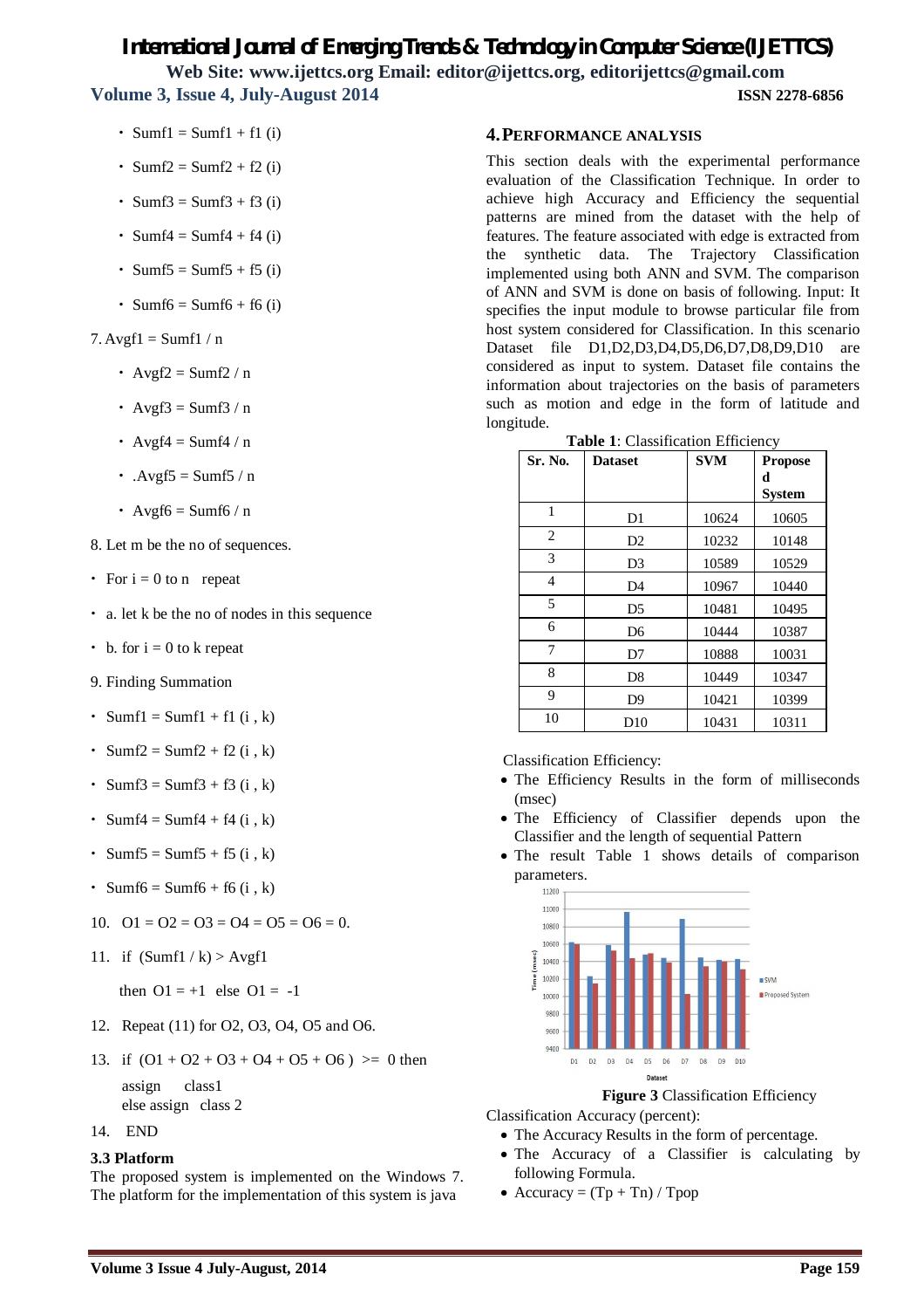- Sumf1 = Sumf1 + f1 (i)
- Sumf2 = Sumf2 + f2 (i)
- Sumf3 = Sumf3 + f3 (i)
- Sumf4 = Sumf4 + f4 (i)
- Sumf5 = Sumf5 + f5 (i)
- Sumf6 = Sumf6 + f6 (i)

7. Avgf1 = Sumf1 / n

- Avgf2 = Sumf2 / n
- Avgf3 = Sumf3 / n
- Avgf4 = Sumf4 / n
- .Avgf5 = Sumf5 / n
- Avgf6 = Sumf6 / n

8. Let m be the no of sequences.

- For i = 0 to n repeat
- a. let k be the no of nodes in this sequence
- b. for i = 0 to k repeat

9. Finding Summation

- Sumf1 = Sumf1 + f1 (i , k)
- Sumf2 = Sumf2 + f2 (i , k)
- Sumf3 = Sumf3 + f3 (i , k)
- Sumf4 = Sumf4 + f4 (i , k)
- Sumf5 = Sumf5 + f5 (i , k)
- Sumf6 = Sumf6 + f6 (i , k)

10. O1 = O2 = O3 = O4 = O5 = O6 = 0.

11. if (Sumf1 / k) > Avgf1

    then O1 = +1 else O1 = -1

12. Repeat (11) for O2, O3, O4, O5 and O6.

13. if (O1 + O2 + O3 + O4 + O5 + O6 ) >= 0 then

    assign class1
    else assign class 2

14. END

### 3.3 Platform

The proposed system is implemented on the Windows 7. The platform for the implementation of this system is java

## 4. PERFORMANCE ANALYSIS

This section deals with the experimental performance evaluation of the Classification Technique. In order to achieve high Accuracy and Efficiency the sequential patterns are mined from the dataset with the help of features. The feature associated with edge is extracted from the synthetic data. The Trajectory Classification implemented using both ANN and SVM. The comparison of ANN and SVM is done on basis of following. Input: It specifies the input module to browse particular file from host system considered for Classification. In this scenario Dataset file D1,D2,D3,D4,D5,D6,D7,D8,D9,D10 are considered as input to system. Dataset file contains the information about trajectories on the basis of parameters such as motion and edge in the form of latitude and longitude.

**Table 1**: Classification Efficiency

| Sr. No. | Dataset | SVM | Proposed System |
|---|---|---|---|
| 1 | D1 | 10624 | 10605 |
| 2 | D2 | 10232 | 10148 |
| 3 | D3 | 10589 | 10529 |
| 4 | D4 | 10967 | 10440 |
| 5 | D5 | 10481 | 10495 |
| 6 | D6 | 10444 | 10387 |
| 7 | D7 | 10888 | 10031 |
| 8 | D8 | 10449 | 10347 |
| 9 | D9 | 10421 | 10399 |
| 10 | D10 | 10431 | 10311 |

Classification Efficiency:

- The Efficiency Results in the form of milliseconds (msec)
- The Efficiency of Classifier depends upon the Classifier and the length of sequential Pattern
- The result Table 1 shows details of comparison parameters.

11200
11000
10800
10600
10400
10200
10000
9800
9600
9400
Time (msec)
D1 D2 D3 D4 D5 D6 D7 D8 D9 D10
Dataset
SVM
Proposed System

**Figure 3** Classification Efficiency

Classification Accuracy (percent):

- The Accuracy Results in the form of percentage.
- The Accuracy of a Classifier is calculating by following Formula.
- Accuracy = (Tp + Tn) / Tpop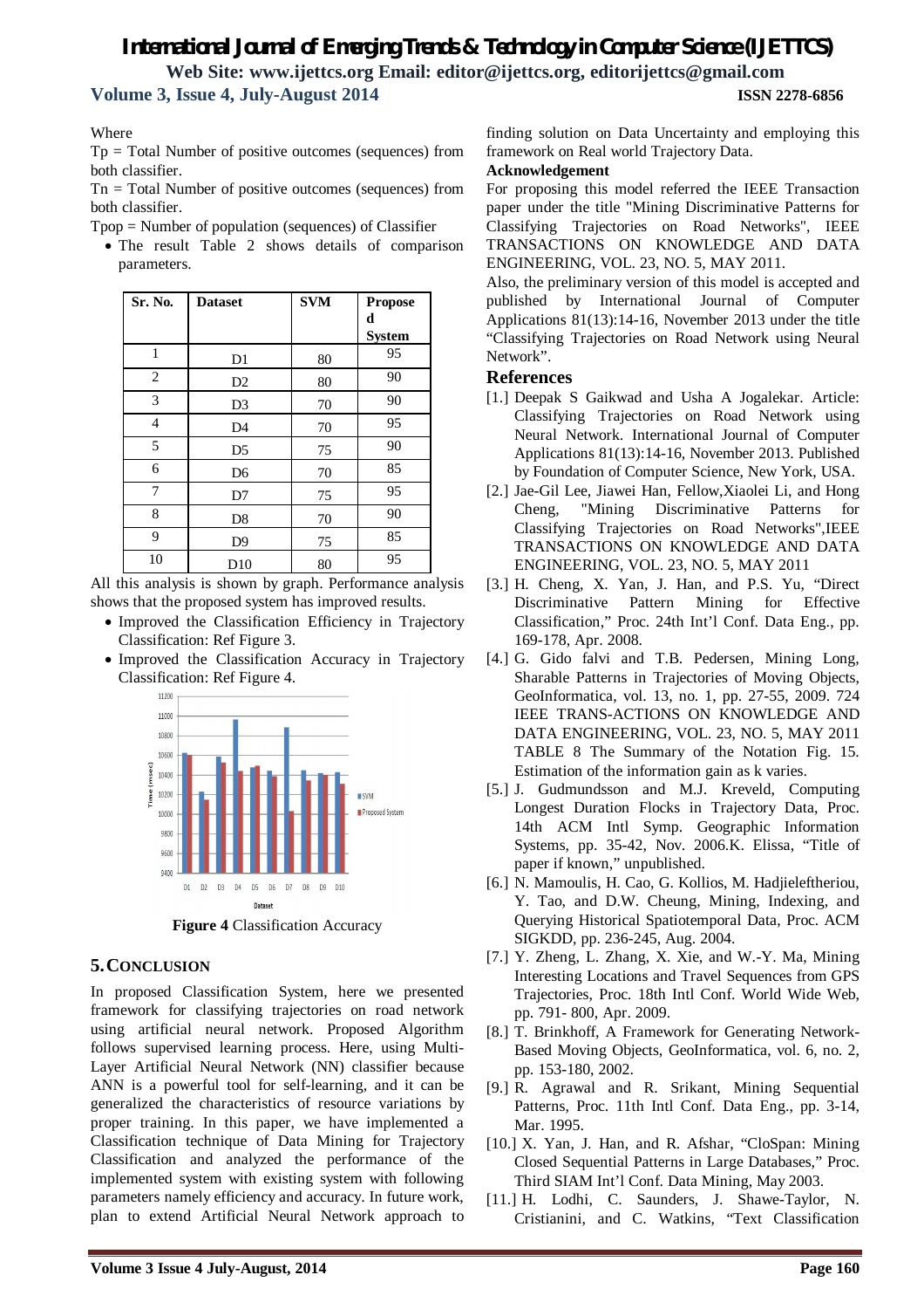Where

Tp = Total Number of positive outcomes (sequences) from both classifier.

Tn = Total Number of positive outcomes (sequences) from both classifier.

Tpop = Number of population (sequences) of Classifier

- The result Table 2 shows details of comparison parameters.

| Sr. No. | Dataset | SVM | Proposed System |
|---|---|---|---|
| 1 | D1 | 80 | 95 |
| 2 | D2 | 80 | 90 |
| 3 | D3 | 70 | 90 |
| 4 | D4 | 70 | 95 |
| 5 | D5 | 75 | 90 |
| 6 | D6 | 70 | 85 |
| 7 | D7 | 75 | 95 |
| 8 | D8 | 70 | 90 |
| 9 | D9 | 75 | 85 |
| 10 | D10 | 80 | 95 |

All this analysis is shown by graph. Performance analysis shows that the proposed system has improved results.

- Improved the Classification Efficiency in Trajectory Classification: Ref Figure 3.
- Improved the Classification Accuracy in Trajectory Classification: Ref Figure 4.

11200
11000
10800
10600
10400
10200
10000
9800
9600
9400

Time (msec)

D1 D2 D3 D4 D5 D6 D7 D8 D9 D10

Dataset

SVM
Proposed System

**Figure 4** Classification Accuracy

## 5. CONCLUSION

In proposed Classification System, here we presented framework for classifying trajectories on road network using artificial neural network. Proposed Algorithm follows supervised learning process. Here, using Multi-Layer Artificial Neural Network (NN) classifier because ANN is a powerful tool for self-learning, and it can be generalized the characteristics of resource variations by proper training. In this paper, we have implemented a Classification technique of Data Mining for Trajectory Classification and analyzed the performance of the implemented system with existing system with following parameters namely efficiency and accuracy. In future work, plan to extend Artificial Neural Network approach to finding solution on Data Uncertainty and employing this framework on Real world Trajectory Data.

**Acknowledgement**

For proposing this model referred the IEEE Transaction paper under the title "Mining Discriminative Patterns for Classifying Trajectories on Road Networks", IEEE TRANSACTIONS ON KNOWLEDGE AND DATA ENGINEERING, VOL. 23, NO. 5, MAY 2011.

Also, the preliminary version of this model is accepted and published by International Journal of Computer Applications 81(13):14-16, November 2013 under the title "Classifying Trajectories on Road Network using Neural Network".

## References

[1.] Deepak S Gaikwad and Usha A Jogalekar. Article: Classifying Trajectories on Road Network using Neural Network. International Journal of Computer Applications 81(13):14-16, November 2013. Published by Foundation of Computer Science, New York, USA.

[2.] Jae-Gil Lee, Jiawei Han, Fellow,Xiaolei Li, and Hong Cheng, "Mining Discriminative Patterns for Classifying Trajectories on Road Networks",IEEE TRANSACTIONS ON KNOWLEDGE AND DATA ENGINEERING, VOL. 23, NO. 5, MAY 2011

[3.] H. Cheng, X. Yan, J. Han, and P.S. Yu, "Direct Discriminative Pattern Mining for Effective Classification," Proc. 24th Int'l Conf. Data Eng., pp. 169-178, Apr. 2008.

[4.] G. Gido falvi and T.B. Pedersen, Mining Long, Sharable Patterns in Trajectories of Moving Objects, GeoInformatica, vol. 13, no. 1, pp. 27-55, 2009. 724 IEEE TRANS-ACTIONS ON KNOWLEDGE AND DATA ENGINEERING, VOL. 23, NO. 5, MAY 2011 TABLE 8 The Summary of the Notation Fig. 15. Estimation of the information gain as k varies.

[5.] J. Gudmundsson and M.J. Kreveld, Computing Longest Duration Flocks in Trajectory Data, Proc. 14th ACM Intl Symp. Geographic Information Systems, pp. 35-42, Nov. 2006.K. Elissa, "Title of paper if known," unpublished.

[6.] N. Mamoulis, H. Cao, G. Kollios, M. Hadjieleftheriou, Y. Tao, and D.W. Cheung, Mining, Indexing, and Querying Historical Spatiotemporal Data, Proc. ACM SIGKDD, pp. 236-245, Aug. 2004.

[7.] Y. Zheng, L. Zhang, X. Xie, and W.-Y. Ma, Mining Interesting Locations and Travel Sequences from GPS Trajectories, Proc. 18th Intl Conf. World Wide Web, pp. 791- 800, Apr. 2009.

[8.] T. Brinkhoff, A Framework for Generating Network-Based Moving Objects, GeoInformatica, vol. 6, no. 2, pp. 153-180, 2002.

[9.] R. Agrawal and R. Srikant, Mining Sequential Patterns, Proc. 11th Intl Conf. Data Eng., pp. 3-14, Mar. 1995.

[10.] X. Yan, J. Han, and R. Afshar, "CloSpan: Mining Closed Sequential Patterns in Large Databases," Proc. Third SIAM Int'l Conf. Data Mining, May 2003.

[11.] H. Lodhi, C. Saunders, J. Shawe-Taylor, N. Cristianini, and C. Watkins, "Text Classification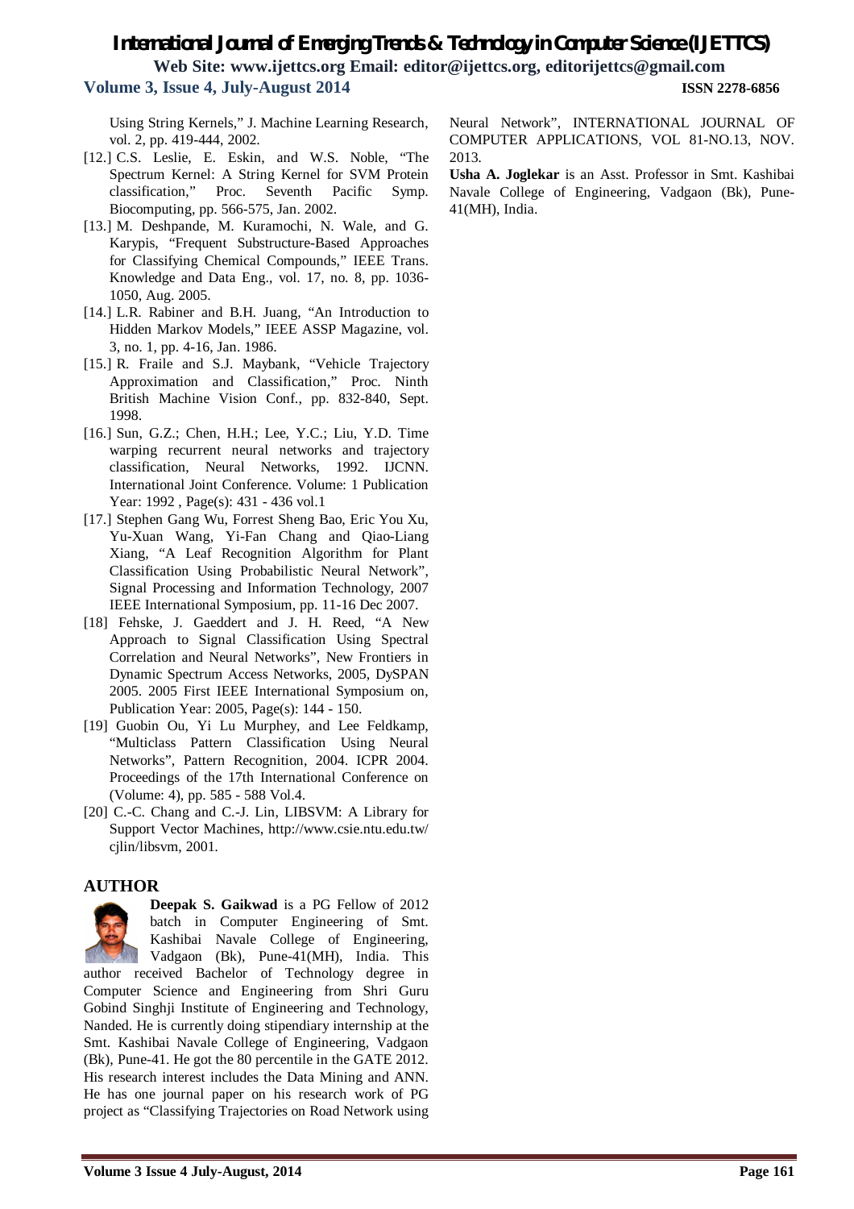Using String Kernels," J. Machine Learning Research, vol. 2, pp. 419-444, 2002.

[12.] C.S. Leslie, E. Eskin, and W.S. Noble, "The Spectrum Kernel: A String Kernel for SVM Protein classification," Proc. Seventh Pacific Symp. Biocomputing, pp. 566-575, Jan. 2002.

[13.] M. Deshpande, M. Kuramochi, N. Wale, and G. Karypis, "Frequent Substructure-Based Approaches for Classifying Chemical Compounds," IEEE Trans. Knowledge and Data Eng., vol. 17, no. 8, pp. 1036-1050, Aug. 2005.

[14.] L.R. Rabiner and B.H. Juang, "An Introduction to Hidden Markov Models," IEEE ASSP Magazine, vol. 3, no. 1, pp. 4-16, Jan. 1986.

[15.] R. Fraile and S.J. Maybank, "Vehicle Trajectory Approximation and Classification," Proc. Ninth British Machine Vision Conf., pp. 832-840, Sept. 1998.

[16.] Sun, G.Z.; Chen, H.H.; Lee, Y.C.; Liu, Y.D. Time warping recurrent neural networks and trajectory classification, Neural Networks, 1992. IJCNN. International Joint Conference. Volume: 1 Publication Year: 1992 , Page(s): 431 - 436 vol.1

[17.] Stephen Gang Wu, Forrest Sheng Bao, Eric You Xu, Yu-Xuan Wang, Yi-Fan Chang and Qiao-Liang Xiang, "A Leaf Recognition Algorithm for Plant Classification Using Probabilistic Neural Network", Signal Processing and Information Technology, 2007 IEEE International Symposium, pp. 11-16 Dec 2007.

[18] Fehske, J. Gaeddert and J. H. Reed, "A New Approach to Signal Classification Using Spectral Correlation and Neural Networks", New Frontiers in Dynamic Spectrum Access Networks, 2005, DySPAN 2005. 2005 First IEEE International Symposium on, Publication Year: 2005, Page(s): 144 - 150.

[19] Guobin Ou, Yi Lu Murphey, and Lee Feldkamp, "Multiclass Pattern Classification Using Neural Networks", Pattern Recognition, 2004. ICPR 2004. Proceedings of the 17th International Conference on (Volume: 4), pp. 585 - 588 Vol.4.

[20] C.-C. Chang and C.-J. Lin, LIBSVM: A Library for Support Vector Machines, http://www.csie.ntu.edu.tw/cjlin/libsvm, 2001.

## AUTHOR

**Deepak S. Gaikwad** is a PG Fellow of 2012 batch in Computer Engineering of Smt. Kashibai Navale College of Engineering, Vadgaon (Bk), Pune-41(MH), India. This author received Bachelor of Technology degree in Computer Science and Engineering from Shri Guru Gobind Singhji Institute of Engineering and Technology, Nanded. He is currently doing stipendiary internship at the Smt. Kashibai Navale College of Engineering, Vadgaon (Bk), Pune-41. He got the 80 percentile in the GATE 2012. His research interest includes the Data Mining and ANN. He has one journal paper on his research work of PG project as "Classifying Trajectories on Road Network using Neural Network", INTERNATIONAL JOURNAL OF COMPUTER APPLICATIONS, VOL 81-NO.13, NOV. 2013.

**Usha A. Joglekar** is an Asst. Professor in Smt. Kashibai Navale College of Engineering, Vadgaon (Bk), Pune-41(MH), India.